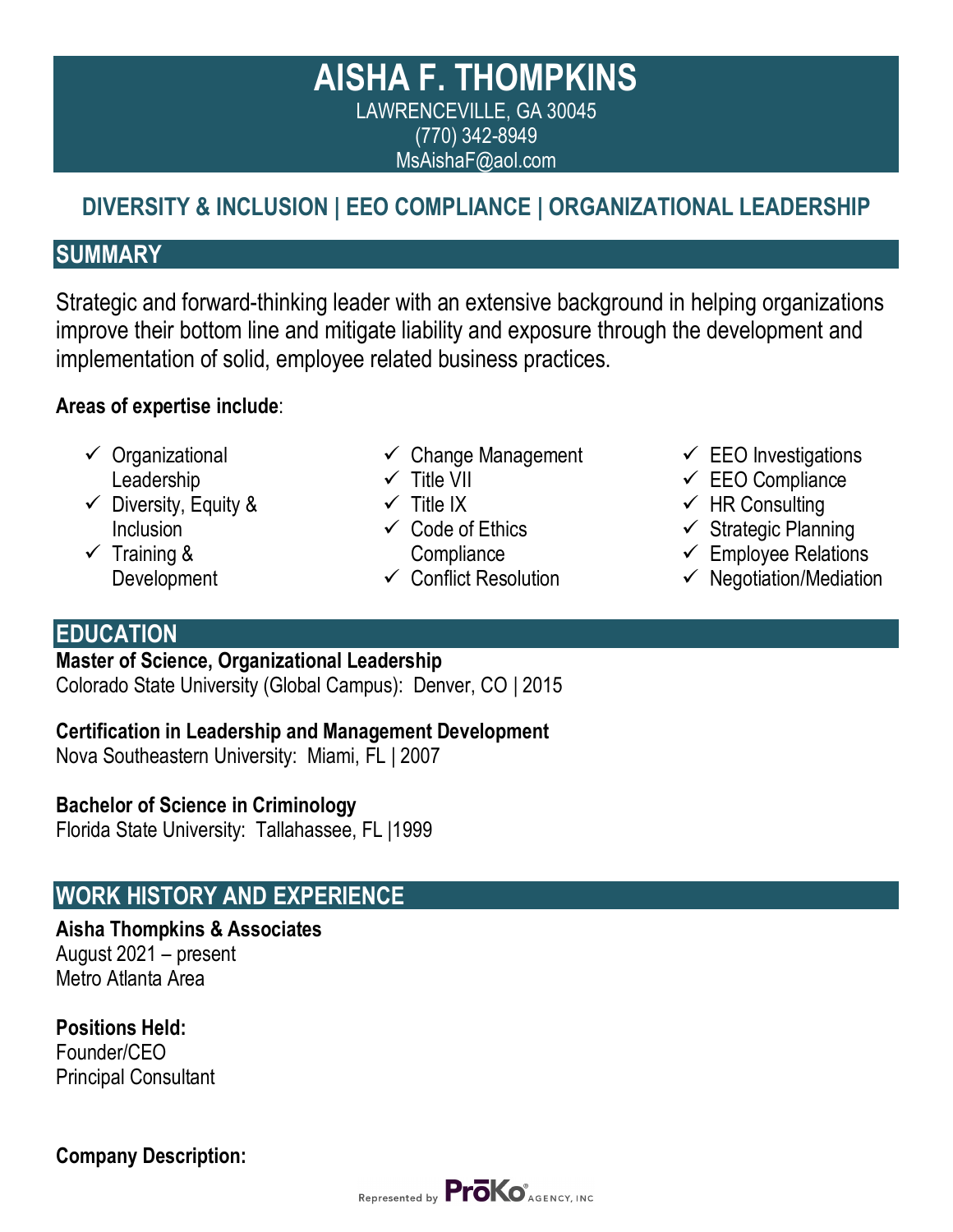# AISHA F. THOMPKINS

LAWRENCEVILLE, GA 30045
(770) 342-8949
MsAishaF@aol.com

## DIVERSITY & INCLUSION | EEO COMPLIANCE | ORGANIZATIONAL LEADERSHIP

## SUMMARY

Strategic and forward-thinking leader with an extensive background in helping organizations improve their bottom line and mitigate liability and exposure through the development and implementation of solid, employee related business practices.

**Areas of expertise include**:

- ✓ Organizational Leadership
- ✓ Diversity, Equity & Inclusion
- ✓ Training & Development
- ✓ Change Management
- ✓ Title VII
- ✓ Title IX
- ✓ Code of Ethics Compliance
- ✓ Conflict Resolution
- ✓ EEO Investigations
- ✓ EEO Compliance
- ✓ HR Consulting
- ✓ Strategic Planning
- ✓ Employee Relations
- ✓ Negotiation/Mediation

## EDUCATION

**Master of Science, Organizational Leadership**
Colorado State University (Global Campus): Denver, CO | 2015

**Certification in Leadership and Management Development**
Nova Southeastern University: Miami, FL | 2007

**Bachelor of Science in Criminology**
Florida State University: Tallahassee, FL |1999

## WORK HISTORY AND EXPERIENCE

**Aisha Thompkins & Associates**
August 2021 – present
Metro Atlanta Area

**Positions Held:**
Founder/CEO
Principal Consultant

**Company Description:**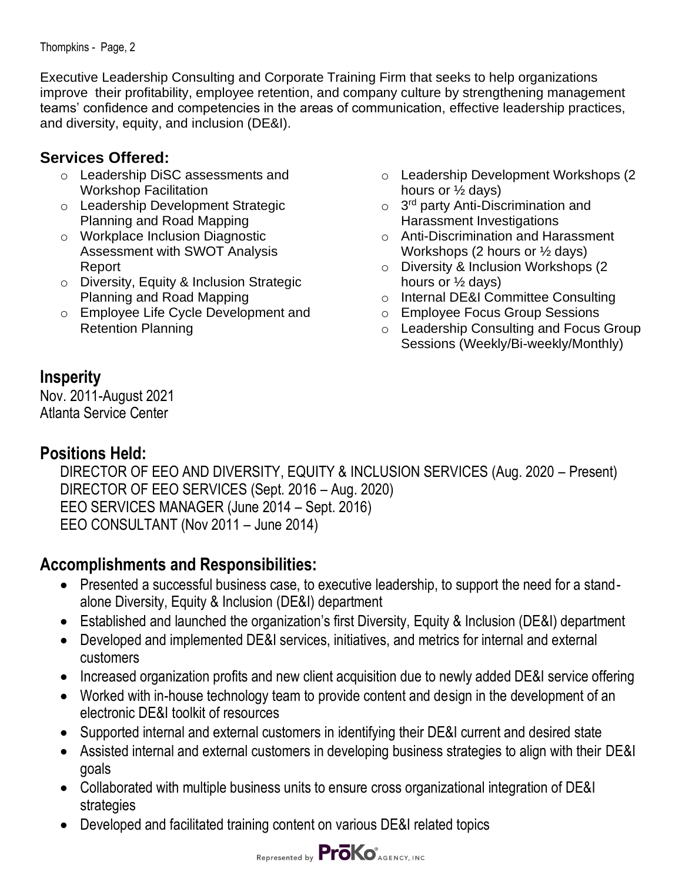Executive Leadership Consulting and Corporate Training Firm that seeks to help organizations improve their profitability, employee retention, and company culture by strengthening management teams' confidence and competencies in the areas of communication, effective leadership practices, and diversity, equity, and inclusion (DE&I).

## Services Offered:

- Leadership DiSC assessments and Workshop Facilitation
- Leadership Development Strategic Planning and Road Mapping
- Workplace Inclusion Diagnostic Assessment with SWOT Analysis Report
- Diversity, Equity & Inclusion Strategic Planning and Road Mapping
- Employee Life Cycle Development and Retention Planning
- Leadership Development Workshops (2 hours or ½ days)
- 3rd party Anti-Discrimination and Harassment Investigations
- Anti-Discrimination and Harassment Workshops (2 hours or ½ days)
- Diversity & Inclusion Workshops (2 hours or ½ days)
- Internal DE&I Committee Consulting
- Employee Focus Group Sessions
- Leadership Consulting and Focus Group Sessions (Weekly/Bi-weekly/Monthly)

## Insperity

Nov. 2011-August 2021
Atlanta Service Center

## Positions Held:

DIRECTOR OF EEO AND DIVERSITY, EQUITY & INCLUSION SERVICES (Aug. 2020 – Present)
DIRECTOR OF EEO SERVICES (Sept. 2016 – Aug. 2020)
EEO SERVICES MANAGER (June 2014 – Sept. 2016)
EEO CONSULTANT (Nov 2011 – June 2014)

## Accomplishments and Responsibilities:

- Presented a successful business case, to executive leadership, to support the need for a stand-alone Diversity, Equity & Inclusion (DE&I) department
- Established and launched the organization's first Diversity, Equity & Inclusion (DE&I) department
- Developed and implemented DE&I services, initiatives, and metrics for internal and external customers
- Increased organization profits and new client acquisition due to newly added DE&I service offering
- Worked with in-house technology team to provide content and design in the development of an electronic DE&I toolkit of resources
- Supported internal and external customers in identifying their DE&I current and desired state
- Assisted internal and external customers in developing business strategies to align with their DE&I goals
- Collaborated with multiple business units to ensure cross organizational integration of DE&I strategies
- Developed and facilitated training content on various DE&I related topics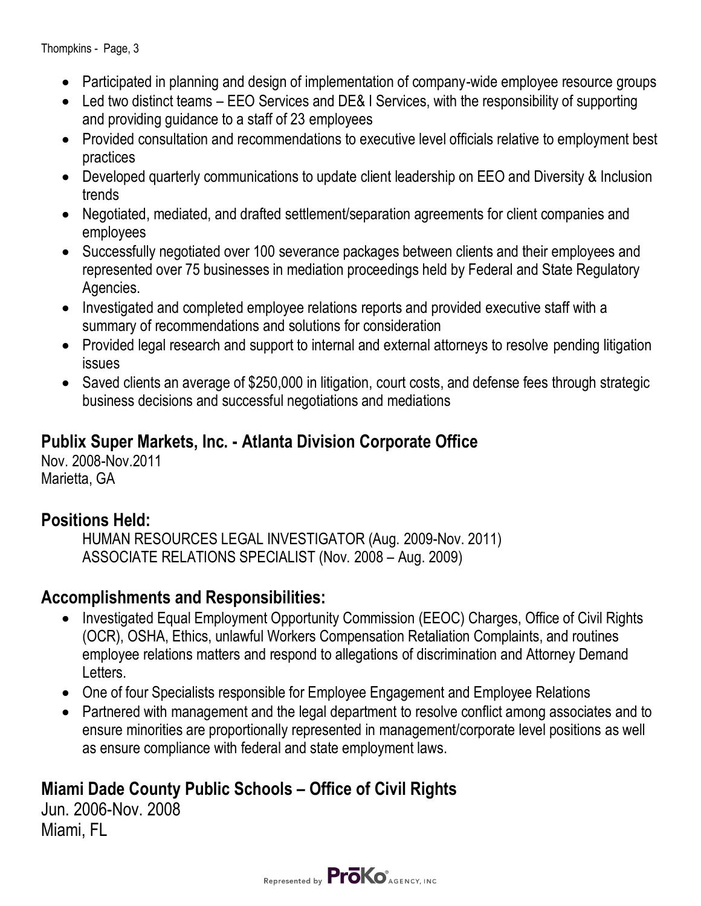- Participated in planning and design of implementation of company-wide employee resource groups
- Led two distinct teams – EEO Services and DE& I Services, with the responsibility of supporting and providing guidance to a staff of 23 employees
- Provided consultation and recommendations to executive level officials relative to employment best practices
- Developed quarterly communications to update client leadership on EEO and Diversity & Inclusion trends
- Negotiated, mediated, and drafted settlement/separation agreements for client companies and employees
- Successfully negotiated over 100 severance packages between clients and their employees and represented over 75 businesses in mediation proceedings held by Federal and State Regulatory Agencies.
- Investigated and completed employee relations reports and provided executive staff with a summary of recommendations and solutions for consideration
- Provided legal research and support to internal and external attorneys to resolve pending litigation issues
- Saved clients an average of $250,000 in litigation, court costs, and defense fees through strategic business decisions and successful negotiations and mediations

## Publix Super Markets, Inc. - Atlanta Division Corporate Office

Nov. 2008-Nov.2011
Marietta, GA

## Positions Held:

HUMAN RESOURCES LEGAL INVESTIGATOR (Aug. 2009-Nov. 2011)
ASSOCIATE RELATIONS SPECIALIST (Nov. 2008 – Aug. 2009)

## Accomplishments and Responsibilities:

- Investigated Equal Employment Opportunity Commission (EEOC) Charges, Office of Civil Rights (OCR), OSHA, Ethics, unlawful Workers Compensation Retaliation Complaints, and routines employee relations matters and respond to allegations of discrimination and Attorney Demand Letters.
- One of four Specialists responsible for Employee Engagement and Employee Relations
- Partnered with management and the legal department to resolve conflict among associates and to ensure minorities are proportionally represented in management/corporate level positions as well as ensure compliance with federal and state employment laws.

## Miami Dade County Public Schools – Office of Civil Rights

Jun. 2006-Nov. 2008
Miami, FL

Represented by ProKo AGENCY, INC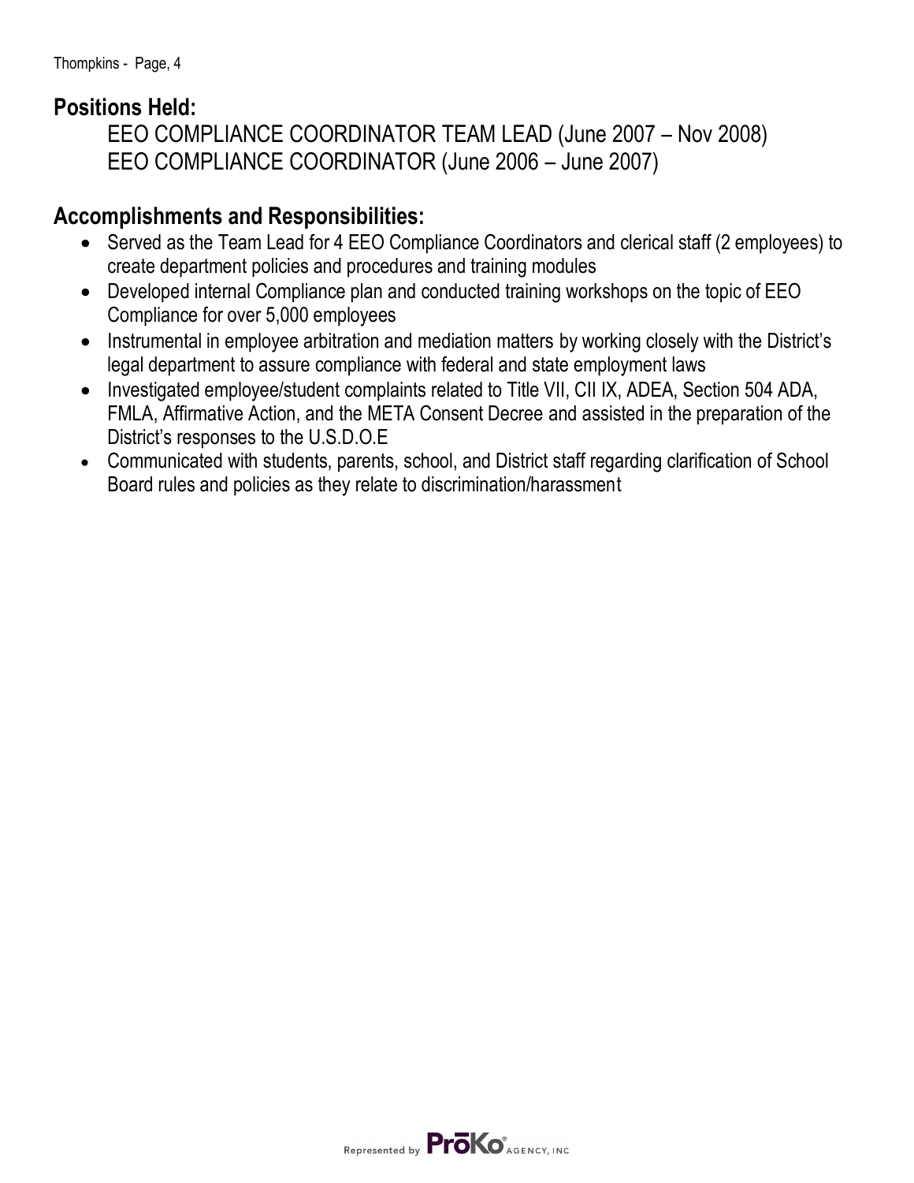## Positions Held:

EEO COMPLIANCE COORDINATOR TEAM LEAD (June 2007 – Nov 2008)
EEO COMPLIANCE COORDINATOR (June 2006 – June 2007)

## Accomplishments and Responsibilities:

- Served as the Team Lead for 4 EEO Compliance Coordinators and clerical staff (2 employees) to create department policies and procedures and training modules
- Developed internal Compliance plan and conducted training workshops on the topic of EEO Compliance for over 5,000 employees
- Instrumental in employee arbitration and mediation matters by working closely with the District's legal department to assure compliance with federal and state employment laws
- Investigated employee/student complaints related to Title VII, CII IX, ADEA, Section 504 ADA, FMLA, Affirmative Action, and the META Consent Decree and assisted in the preparation of the District's responses to the U.S.D.O.E
- Communicated with students, parents, school, and District staff regarding clarification of School Board rules and policies as they relate to discrimination/harassment